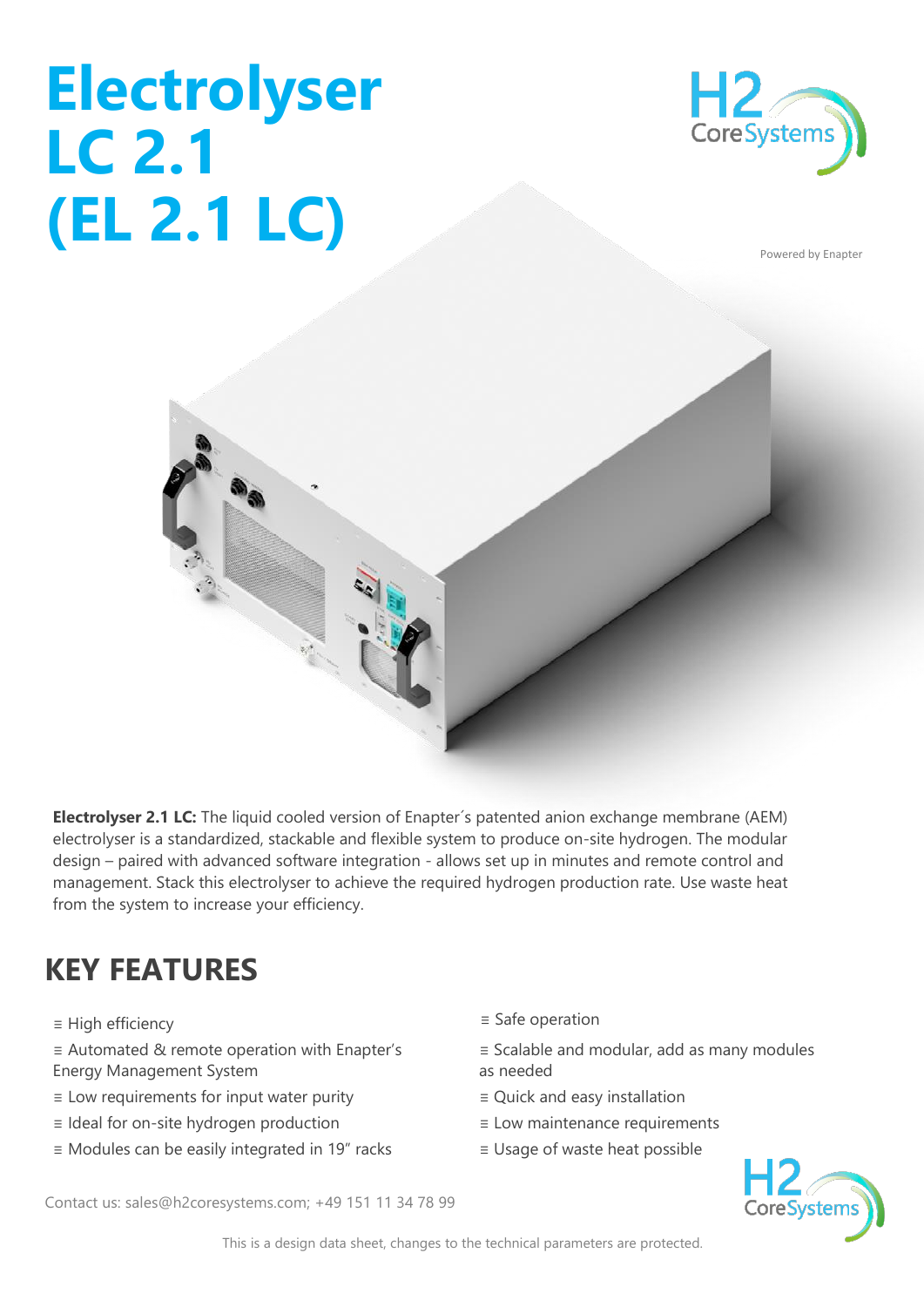# Electrolyser LC 2.1 (EL 2.1 LC)

Powered by Enapter

**Electrolyser 2.1 LC:** The liquid cooled version of Enapter´s patented anion exchange membrane (AEM) electrolyser is a standardized, stackable and flexible system to produce on-site hydrogen. The modular design – paired with advanced software integration - allows set up in minutes and remote control and management. Stack this electrolyser to achieve the required hydrogen production rate. Use waste heat from the system to increase your efficiency.

## KEY FEATURES

≡ High efficiency

≡ Automated & remote operation with Enapter's Energy Management System

≡ Low requirements for input water purity

≡ Ideal for on-site hydrogen production

≡ Modules can be easily integrated in 19" racks

≡ Safe operation

≡ Scalable and modular, add as many modules as needed

≡ Quick and easy installation

≡ Low maintenance requirements

≡ Usage of waste heat possible

Contact us: sales@h2coresystems.com; +49 151 11 34 78 99

This is a design data sheet, changes to the technical parameters are protected.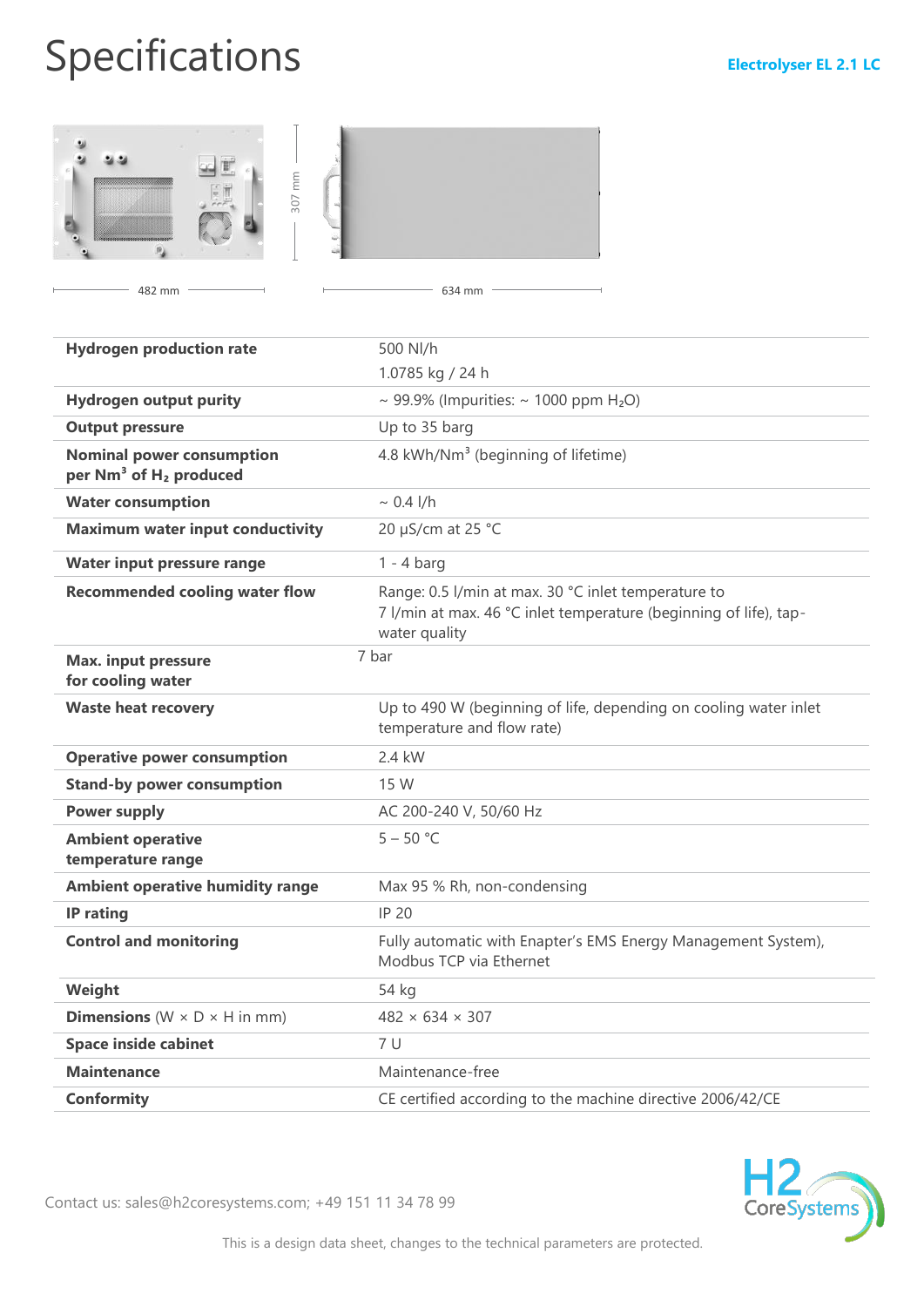# Specifications

**Electrolyser EL 2.1 LC**

307 mm

482 mm

634 mm

| | |
|---|---|
| **Hydrogen production rate** | 500 Nl/h<br>1.0785 kg / 24 h |
| **Hydrogen output purity** | ~ 99.9% (Impurities: ~ 1000 ppm $H_2O$) |
| **Output pressure** | Up to 35 barg |
| **Nominal power consumption per $Nm^3$ of $H_2$ produced** | 4.8 kWh/$Nm^3$ (beginning of lifetime) |
| **Water consumption** | ~ 0.4 l/h |
| **Maximum water input conductivity** | 20 μS/cm at 25 °C |
| **Water input pressure range** | 1 - 4 barg |
| **Recommended cooling water flow** | Range: 0.5 l/min at max. 30 °C inlet temperature to 7 l/min at max. 46 °C inlet temperature (beginning of life), tap-water quality |
| **Max. input pressure for cooling water** | 7 bar |
| **Waste heat recovery** | Up to 490 W (beginning of life, depending on cooling water inlet temperature and flow rate) |
| **Operative power consumption** | 2.4 kW |
| **Stand-by power consumption** | 15 W |
| **Power supply** | AC 200-240 V, 50/60 Hz |
| **Ambient operative temperature range** | 5 – 50 °C |
| **Ambient operative humidity range** | Max 95 % Rh, non-condensing |
| **IP rating** | IP 20 |
| **Control and monitoring** | Fully automatic with Enapter's EMS Energy Management System), Modbus TCP via Ethernet |
| **Weight** | 54 kg |
| **Dimensions** (W × D × H in mm) | 482 × 634 × 307 |
| **Space inside cabinet** | 7 U |
| **Maintenance** | Maintenance-free |
| **Conformity** | CE certified according to the machine directive 2006/42/CE |

Contact us: sales@h2coresystems.com; +49 151 11 34 78 99

H2 CoreSystems

This is a design data sheet, changes to the technical parameters are protected.